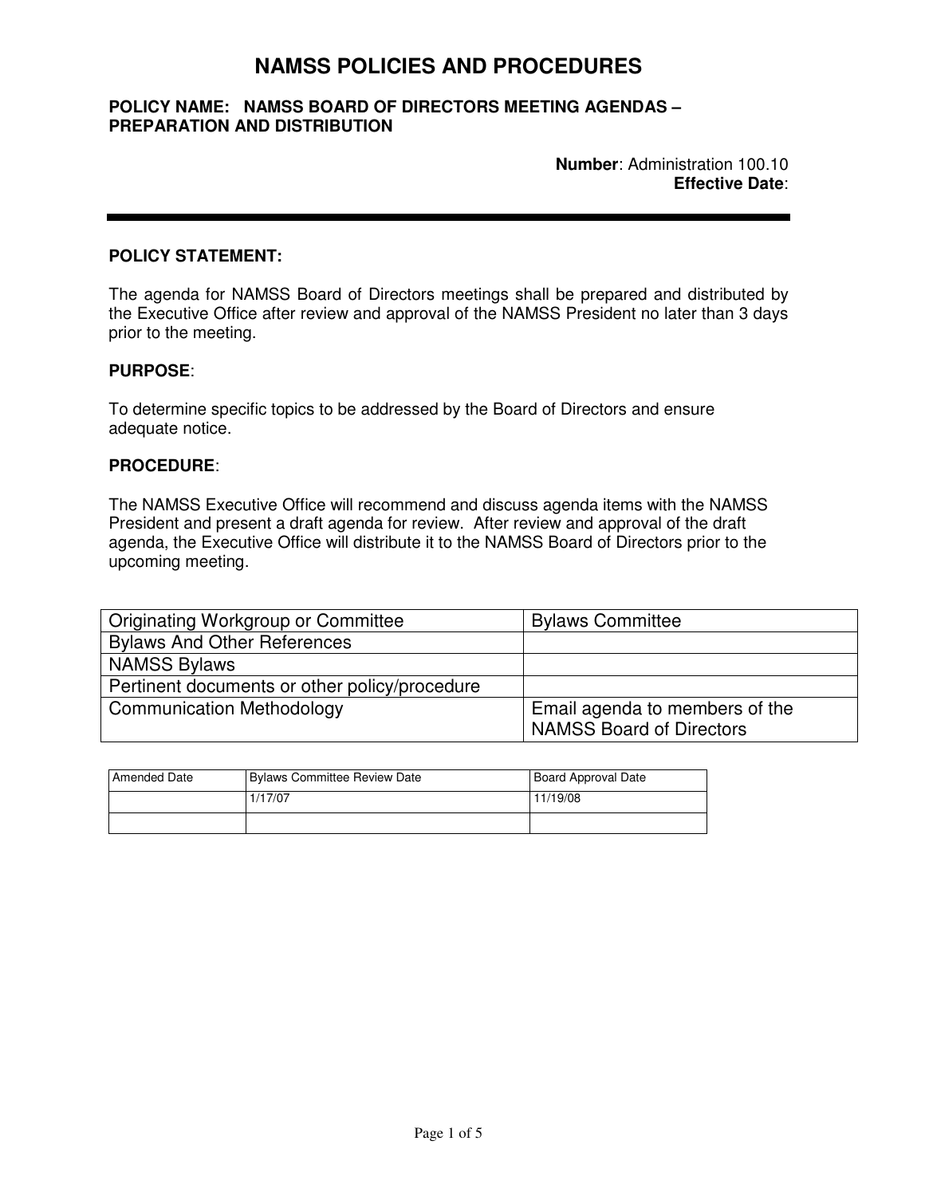# NAMSS POLICIES AND PROCEDURES

**POLICY NAME: NAMSS BOARD OF DIRECTORS MEETING AGENDAS – PREPARATION AND DISTRIBUTION**

**Number**: Administration 100.10
**Effective Date**:

---

**POLICY STATEMENT:**

The agenda for NAMSS Board of Directors meetings shall be prepared and distributed by the Executive Office after review and approval of the NAMSS President no later than 3 days prior to the meeting.

**PURPOSE**:

To determine specific topics to be addressed by the Board of Directors and ensure adequate notice.

**PROCEDURE**:

The NAMSS Executive Office will recommend and discuss agenda items with the NAMSS President and present a draft agenda for review. After review and approval of the draft agenda, the Executive Office will distribute it to the NAMSS Board of Directors prior to the upcoming meeting.

| Originating Workgroup or Committee | Bylaws Committee |
|---|---|
| Bylaws And Other References | |
| NAMSS Bylaws | |
| Pertinent documents or other policy/procedure | |
| Communication Methodology | Email agenda to members of the NAMSS Board of Directors |

| Amended Date | Bylaws Committee Review Date | Board Approval Date |
|---|---|---|
| | 1/17/07 | 11/19/08 |
| | | |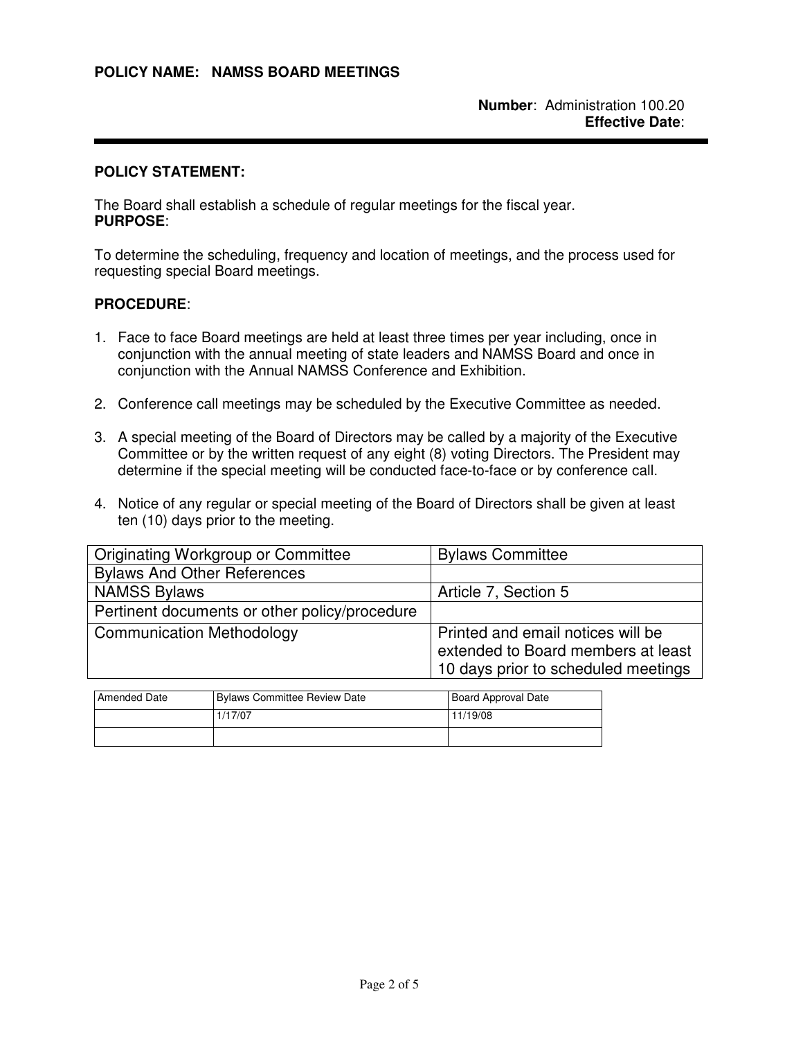**POLICY NAME: NAMSS BOARD MEETINGS**

**Number**: Administration 100.20
**Effective Date**:

---

**POLICY STATEMENT:**

The Board shall establish a schedule of regular meetings for the fiscal year.
**PURPOSE**:

To determine the scheduling, frequency and location of meetings, and the process used for requesting special Board meetings.

**PROCEDURE**:

1. Face to face Board meetings are held at least three times per year including, once in conjunction with the annual meeting of state leaders and NAMSS Board and once in conjunction with the Annual NAMSS Conference and Exhibition.

2. Conference call meetings may be scheduled by the Executive Committee as needed.

3. A special meeting of the Board of Directors may be called by a majority of the Executive Committee or by the written request of any eight (8) voting Directors. The President may determine if the special meeting will be conducted face-to-face or by conference call.

4. Notice of any regular or special meeting of the Board of Directors shall be given at least ten (10) days prior to the meeting.

| Originating Workgroup or Committee | Bylaws Committee |
|---|---|
| Bylaws And Other References | |
| NAMSS Bylaws | Article 7, Section 5 |
| Pertinent documents or other policy/procedure | |
| Communication Methodology | Printed and email notices will be extended to Board members at least 10 days prior to scheduled meetings |

| Amended Date | Bylaws Committee Review Date | Board Approval Date |
|---|---|---|
| | 1/17/07 | 11/19/08 |
| | | |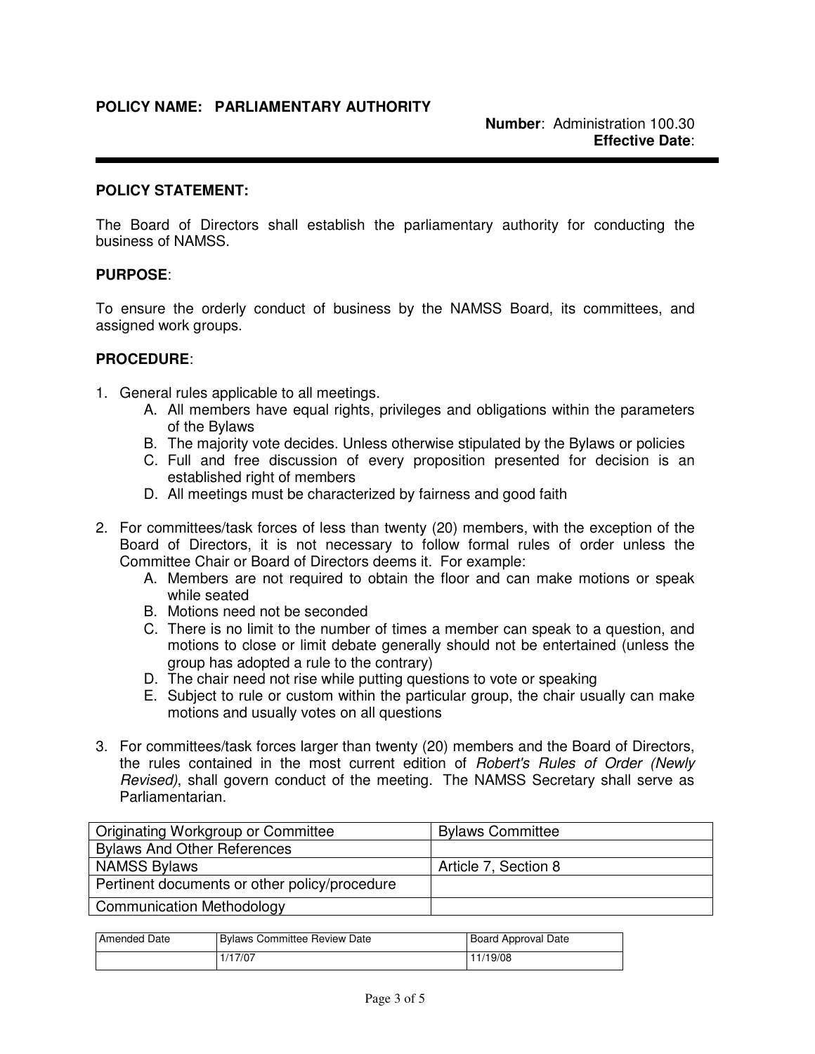**POLICY NAME: PARLIAMENTARY AUTHORITY**

**Number**: Administration 100.30
**Effective Date**:

---

**POLICY STATEMENT:**

The Board of Directors shall establish the parliamentary authority for conducting the business of NAMSS.

**PURPOSE**:

To ensure the orderly conduct of business by the NAMSS Board, its committees, and assigned work groups.

**PROCEDURE**:

1. General rules applicable to all meetings.
   A. All members have equal rights, privileges and obligations within the parameters of the Bylaws
   B. The majority vote decides. Unless otherwise stipulated by the Bylaws or policies
   C. Full and free discussion of every proposition presented for decision is an established right of members
   D. All meetings must be characterized by fairness and good faith

2. For committees/task forces of less than twenty (20) members, with the exception of the Board of Directors, it is not necessary to follow formal rules of order unless the Committee Chair or Board of Directors deems it. For example:
   A. Members are not required to obtain the floor and can make motions or speak while seated
   B. Motions need not be seconded
   C. There is no limit to the number of times a member can speak to a question, and motions to close or limit debate generally should not be entertained (unless the group has adopted a rule to the contrary)
   D. The chair need not rise while putting questions to vote or speaking
   E. Subject to rule or custom within the particular group, the chair usually can make motions and usually votes on all questions

3. For committees/task forces larger than twenty (20) members and the Board of Directors, the rules contained in the most current edition of *Robert's Rules of Order (Newly Revised)*, shall govern conduct of the meeting. The NAMSS Secretary shall serve as Parliamentarian.

| Originating Workgroup or Committee | Bylaws Committee |
|---|---|
| Bylaws And Other References | |
| NAMSS Bylaws | Article 7, Section 8 |
| Pertinent documents or other policy/procedure | |
| Communication Methodology | |

| Amended Date | Bylaws Committee Review Date | Board Approval Date |
|---|---|---|
| | 1/17/07 | 11/19/08 |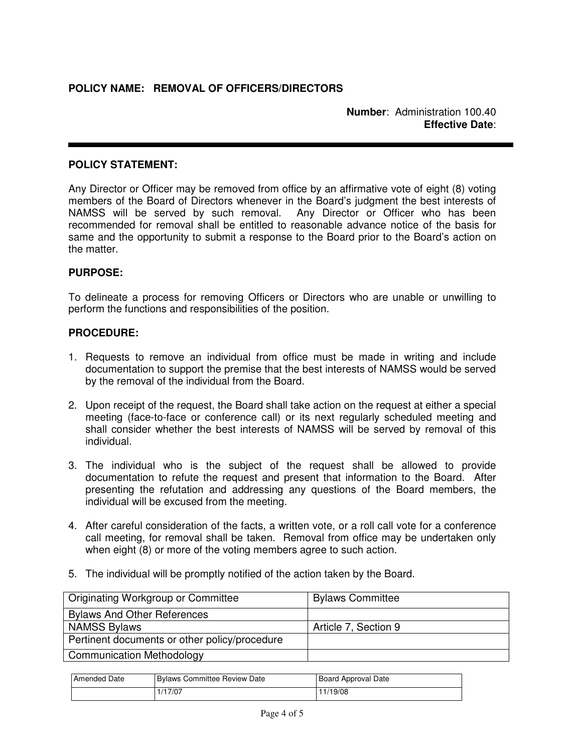**POLICY NAME: REMOVAL OF OFFICERS/DIRECTORS**

**Number**: Administration 100.40
**Effective Date**:

---

**POLICY STATEMENT:**

Any Director or Officer may be removed from office by an affirmative vote of eight (8) voting members of the Board of Directors whenever in the Board's judgment the best interests of NAMSS will be served by such removal. Any Director or Officer who has been recommended for removal shall be entitled to reasonable advance notice of the basis for same and the opportunity to submit a response to the Board prior to the Board's action on the matter.

**PURPOSE:**

To delineate a process for removing Officers or Directors who are unable or unwilling to perform the functions and responsibilities of the position.

**PROCEDURE:**

1. Requests to remove an individual from office must be made in writing and include documentation to support the premise that the best interests of NAMSS would be served by the removal of the individual from the Board.

2. Upon receipt of the request, the Board shall take action on the request at either a special meeting (face-to-face or conference call) or its next regularly scheduled meeting and shall consider whether the best interests of NAMSS will be served by removal of this individual.

3. The individual who is the subject of the request shall be allowed to provide documentation to refute the request and present that information to the Board. After presenting the refutation and addressing any questions of the Board members, the individual will be excused from the meeting.

4. After careful consideration of the facts, a written vote, or a roll call vote for a conference call meeting, for removal shall be taken. Removal from office may be undertaken only when eight (8) or more of the voting members agree to such action.

5. The individual will be promptly notified of the action taken by the Board.

| Originating Workgroup or Committee | Bylaws Committee |
|---|---|
| Bylaws And Other References | |
| NAMSS Bylaws | Article 7, Section 9 |
| Pertinent documents or other policy/procedure | |
| Communication Methodology | |

| Amended Date | Bylaws Committee Review Date | Board Approval Date |
|---|---|---|
| | 1/17/07 | 11/19/08 |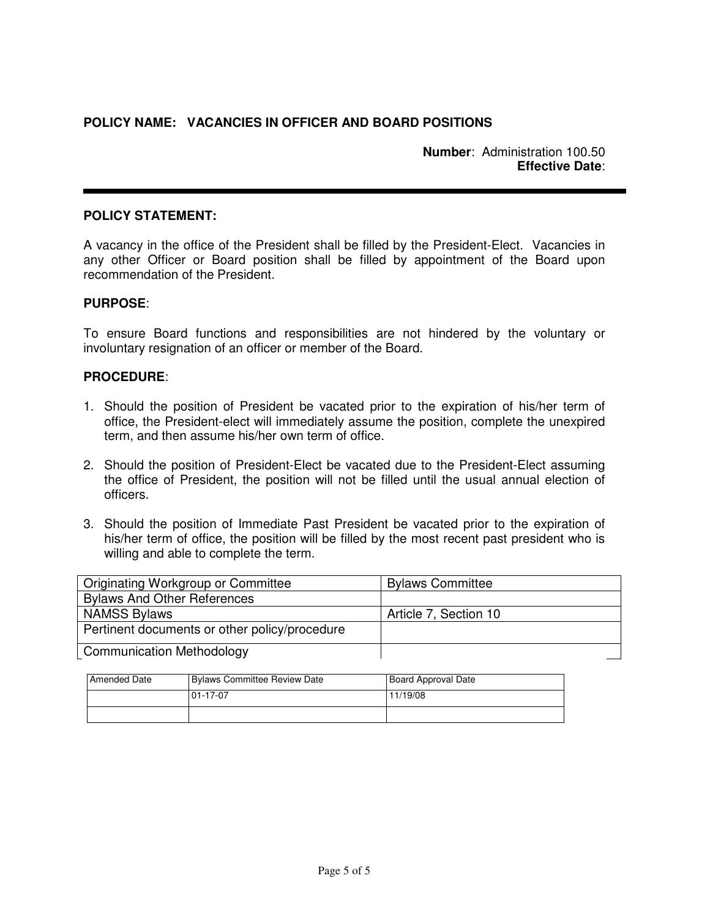**POLICY NAME: VACANCIES IN OFFICER AND BOARD POSITIONS**

**Number**: Administration 100.50
**Effective Date**:

---

**POLICY STATEMENT:**

A vacancy in the office of the President shall be filled by the President-Elect. Vacancies in any other Officer or Board position shall be filled by appointment of the Board upon recommendation of the President.

**PURPOSE**:

To ensure Board functions and responsibilities are not hindered by the voluntary or involuntary resignation of an officer or member of the Board.

**PROCEDURE**:

1. Should the position of President be vacated prior to the expiration of his/her term of office, the President-elect will immediately assume the position, complete the unexpired term, and then assume his/her own term of office.

2. Should the position of President-Elect be vacated due to the President-Elect assuming the office of President, the position will not be filled until the usual annual election of officers.

3. Should the position of Immediate Past President be vacated prior to the expiration of his/her term of office, the position will be filled by the most recent past president who is willing and able to complete the term.

| | |
|---|---|
| Originating Workgroup or Committee | Bylaws Committee |
| Bylaws And Other References | |
| NAMSS Bylaws | Article 7, Section 10 |
| Pertinent documents or other policy/procedure | |
| Communication Methodology | |

| Amended Date | Bylaws Committee Review Date | Board Approval Date |
|---|---|---|
| | 01-17-07 | 11/19/08 |
| | | |